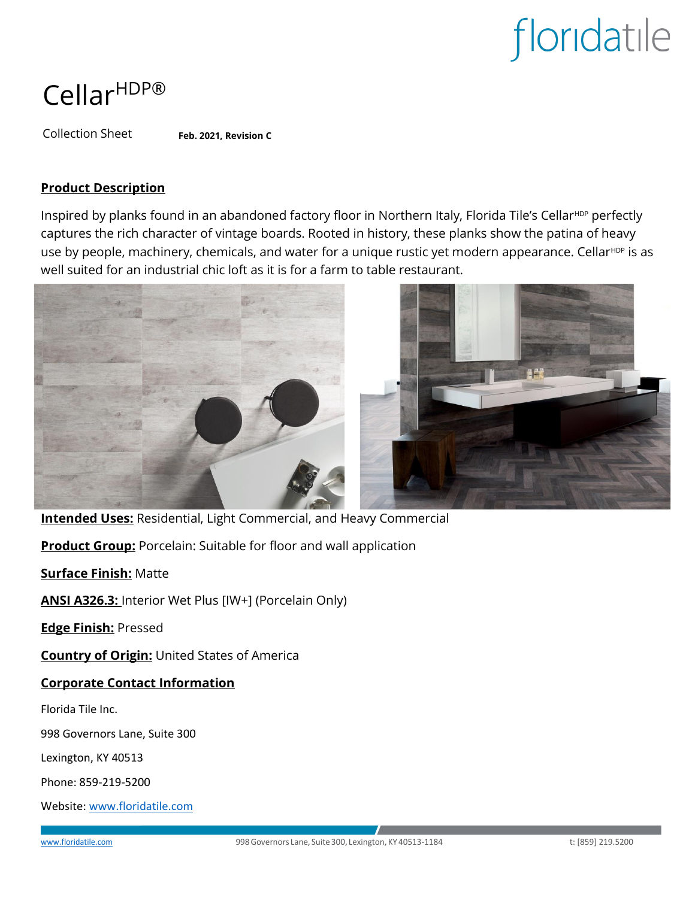floridatile

# Cellar[HDP®]

Collection Sheet **Feb. 2021, Revision C**

## Product Description

Inspired by planks found in an abandoned factory floor in Northern Italy, Florida Tile's Cellar[HDP] perfectly captures the rich character of vintage boards. Rooted in history, these planks show the patina of heavy use by people, machinery, chemicals, and water for a unique rustic yet modern appearance. Cellar[HDP] is as well suited for an industrial chic loft as it is for a farm to table restaurant.

**Intended Uses:** Residential, Light Commercial, and Heavy Commercial

**Product Group:** Porcelain: Suitable for floor and wall application

**Surface Finish:** Matte

**ANSI A326.3:** Interior Wet Plus [IW+] (Porcelain Only)

**Edge Finish:** Pressed

**Country of Origin:** United States of America

## Corporate Contact Information

Florida Tile Inc.

998 Governors Lane, Suite 300

Lexington, KY 40513

Phone: 859-219-5200

Website: www.floridatile.com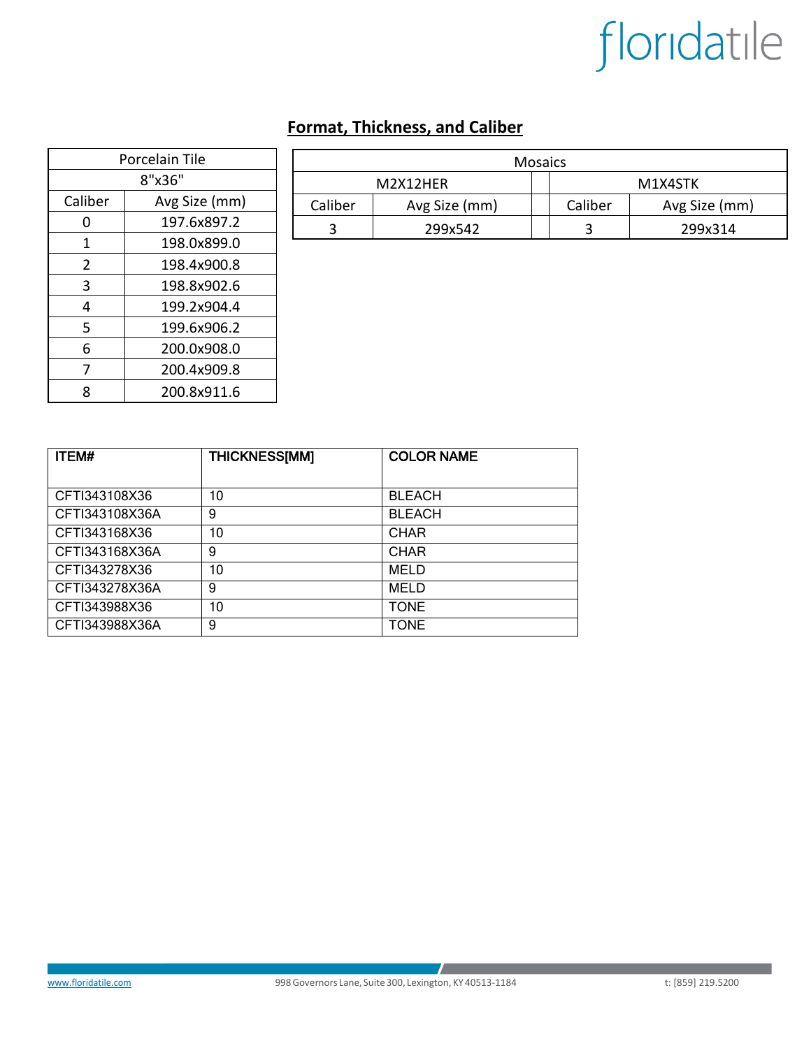## Format, Thickness, and Caliber

| Porcelain Tile | |
|---|---|
| 8"x36" | |
| Caliber | Avg Size (mm) |
| 0 | 197.6x897.2 |
| 1 | 198.0x899.0 |
| 2 | 198.4x900.8 |
| 3 | 198.8x902.6 |
| 4 | 199.2x904.4 |
| 5 | 199.6x906.2 |
| 6 | 200.0x908.0 |
| 7 | 200.4x909.8 |
| 8 | 200.8x911.6 |

| Mosaics | | | | |
|---|---|---|---|---|
| M2X12HER | | | M1X4STK | |
| Caliber | Avg Size (mm) | | Caliber | Avg Size (mm) |
| 3 | 299x542 | | 3 | 299x314 |

| ITEM# | THICKNESS[MM] | COLOR NAME |
|---|---|---|
| CFTI343108X36 | 10 | BLEACH |
| CFTI343108X36A | 9 | BLEACH |
| CFTI343168X36 | 10 | CHAR |
| CFTI343168X36A | 9 | CHAR |
| CFTI343278X36 | 10 | MELD |
| CFTI343278X36A | 9 | MELD |
| CFTI343988X36 | 10 | TONE |
| CFTI343988X36A | 9 | TONE |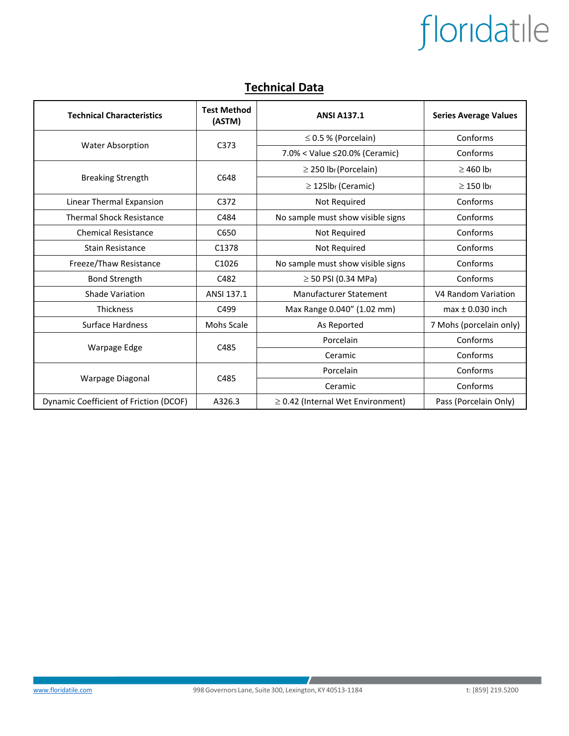## Technical Data

| Technical Characteristics | Test Method (ASTM) | ANSI A137.1 | Series Average Values |
|---|---|---|---|
| Water Absorption | C373 | ≤ 0.5 % (Porcelain) | Conforms |
| | | 7.0% < Value ≤20.0% (Ceramic) | Conforms |
| Breaking Strength | C648 | ≥ 250 $lb_f$ (Porcelain) | ≥ 460 $lb_f$ |
| | | ≥ 125$lb_f$ (Ceramic) | ≥ 150 $lb_f$ |
| Linear Thermal Expansion | C372 | Not Required | Conforms |
| Thermal Shock Resistance | C484 | No sample must show visible signs | Conforms |
| Chemical Resistance | C650 | Not Required | Conforms |
| Stain Resistance | C1378 | Not Required | Conforms |
| Freeze/Thaw Resistance | C1026 | No sample must show visible signs | Conforms |
| Bond Strength | C482 | ≥ 50 PSI (0.34 MPa) | Conforms |
| Shade Variation | ANSI 137.1 | Manufacturer Statement | V4 Random Variation |
| Thickness | C499 | Max Range 0.040" (1.02 mm) | max ± 0.030 inch |
| Surface Hardness | Mohs Scale | As Reported | 7 Mohs (porcelain only) |
| Warpage Edge | C485 | Porcelain | Conforms |
| | | Ceramic | Conforms |
| Warpage Diagonal | C485 | Porcelain | Conforms |
| | | Ceramic | Conforms |
| Dynamic Coefficient of Friction (DCOF) | A326.3 | ≥ 0.42 (Internal Wet Environment) | Pass (Porcelain Only) |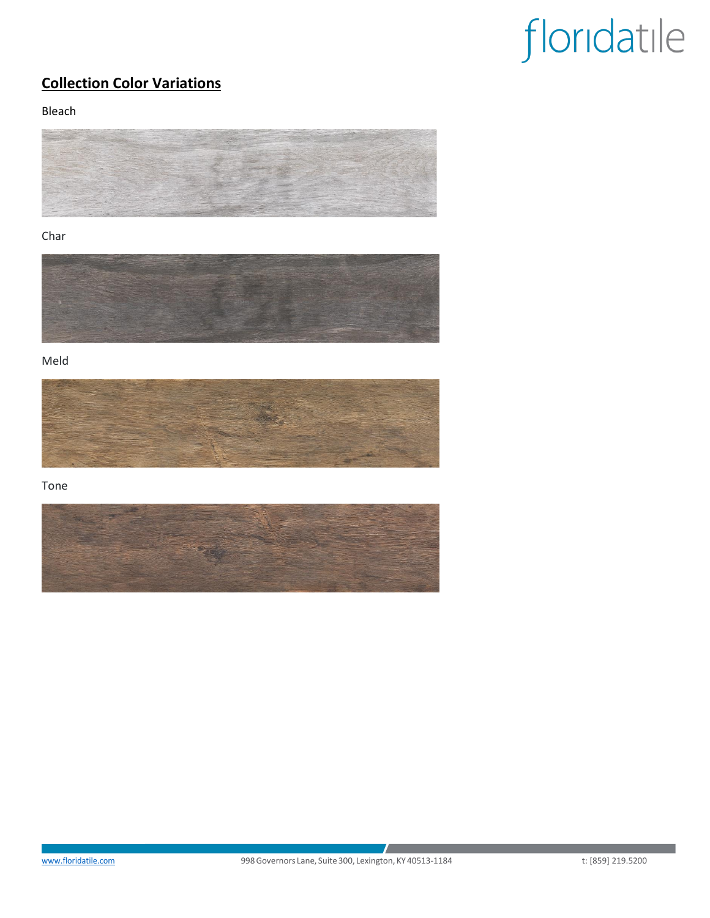## Collection Color Variations

Bleach

Char

Meld

Tone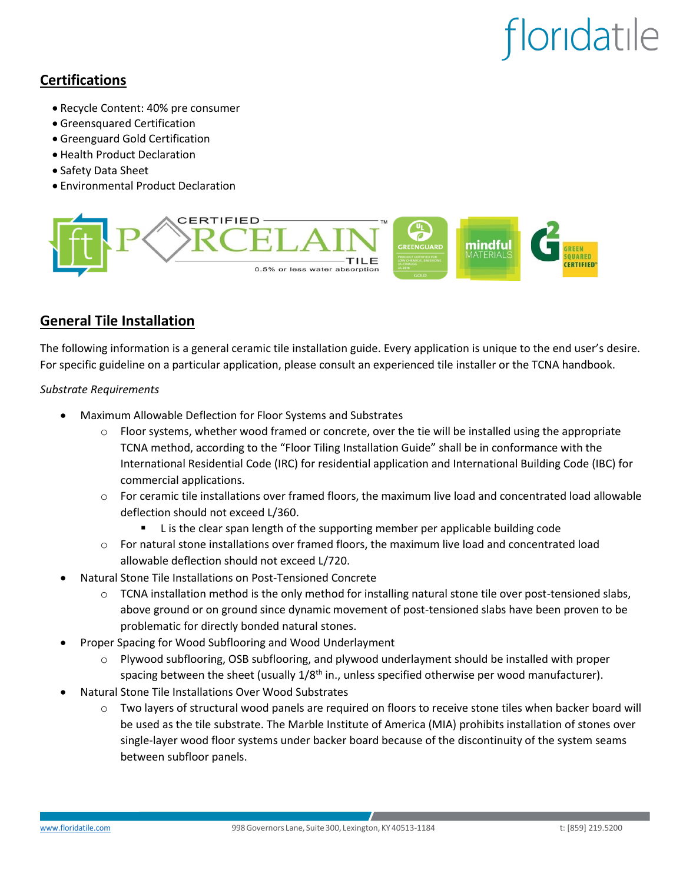## Certifications

- Recycle Content: 40% pre consumer
- Greensquared Certification
- Greenguard Gold Certification
- Health Product Declaration
- Safety Data Sheet
- Environmental Product Declaration

## General Tile Installation

The following information is a general ceramic tile installation guide. Every application is unique to the end user's desire. For specific guideline on a particular application, please consult an experienced tile installer or the TCNA handbook.

*Substrate Requirements*

- Maximum Allowable Deflection for Floor Systems and Substrates
  - Floor systems, whether wood framed or concrete, over the tie will be installed using the appropriate TCNA method, according to the "Floor Tiling Installation Guide" shall be in conformance with the International Residential Code (IRC) for residential application and International Building Code (IBC) for commercial applications.
  - For ceramic tile installations over framed floors, the maximum live load and concentrated load allowable deflection should not exceed L/360.
    - L is the clear span length of the supporting member per applicable building code
  - For natural stone installations over framed floors, the maximum live load and concentrated load allowable deflection should not exceed L/720.
- Natural Stone Tile Installations on Post-Tensioned Concrete
  - TCNA installation method is the only method for installing natural stone tile over post-tensioned slabs, above ground or on ground since dynamic movement of post-tensioned slabs have been proven to be problematic for directly bonded natural stones.
- Proper Spacing for Wood Subflooring and Wood Underlayment
  - Plywood subflooring, OSB subflooring, and plywood underlayment should be installed with proper spacing between the sheet (usually 1/8th in., unless specified otherwise per wood manufacturer).
- Natural Stone Tile Installations Over Wood Substrates
  - Two layers of structural wood panels are required on floors to receive stone tiles when backer board will be used as the tile substrate. The Marble Institute of America (MIA) prohibits installation of stones over single-layer wood floor systems under backer board because of the discontinuity of the system seams between subfloor panels.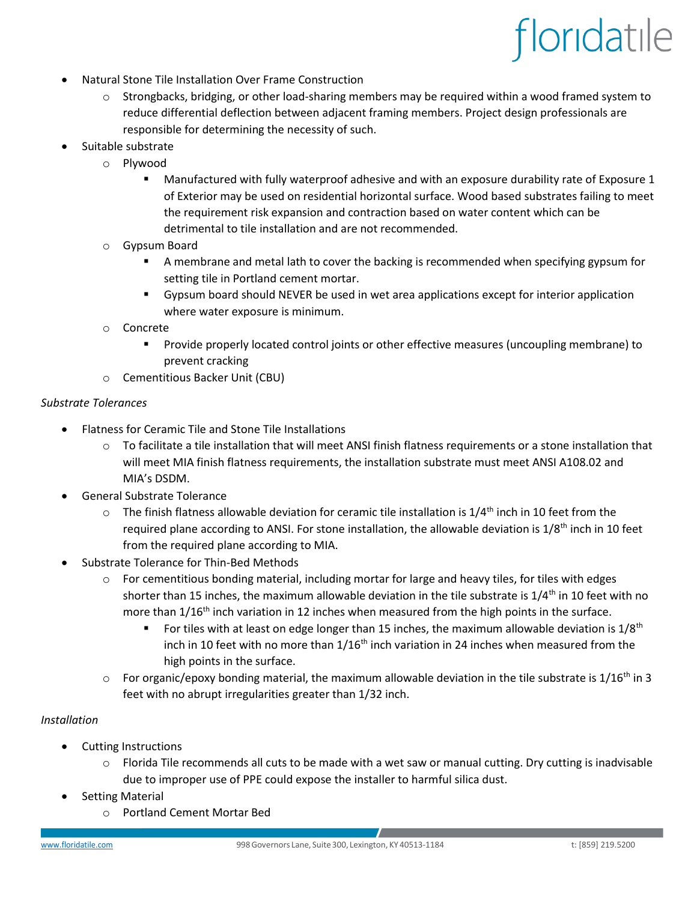- Natural Stone Tile Installation Over Frame Construction
  - Strongbacks, bridging, or other load-sharing members may be required within a wood framed system to reduce differential deflection between adjacent framing members. Project design professionals are responsible for determining the necessity of such.
- Suitable substrate
  - Plywood
    - Manufactured with fully waterproof adhesive and with an exposure durability rate of Exposure 1 of Exterior may be used on residential horizontal surface. Wood based substrates failing to meet the requirement risk expansion and contraction based on water content which can be detrimental to tile installation and are not recommended.
  - Gypsum Board
    - A membrane and metal lath to cover the backing is recommended when specifying gypsum for setting tile in Portland cement mortar.
    - Gypsum board should NEVER be used in wet area applications except for interior application where water exposure is minimum.
  - Concrete
    - Provide properly located control joints or other effective measures (uncoupling membrane) to prevent cracking
  - Cementitious Backer Unit (CBU)

*Substrate Tolerances*

- Flatness for Ceramic Tile and Stone Tile Installations
  - To facilitate a tile installation that will meet ANSI finish flatness requirements or a stone installation that will meet MIA finish flatness requirements, the installation substrate must meet ANSI A108.02 and MIA's DSDM.
- General Substrate Tolerance
  - The finish flatness allowable deviation for ceramic tile installation is 1/4th inch in 10 feet from the required plane according to ANSI. For stone installation, the allowable deviation is 1/8th inch in 10 feet from the required plane according to MIA.
- Substrate Tolerance for Thin-Bed Methods
  - For cementitious bonding material, including mortar for large and heavy tiles, for tiles with edges shorter than 15 inches, the maximum allowable deviation in the tile substrate is 1/4th in 10 feet with no more than 1/16th inch variation in 12 inches when measured from the high points in the surface.
    - For tiles with at least on edge longer than 15 inches, the maximum allowable deviation is 1/8th inch in 10 feet with no more than 1/16th inch variation in 24 inches when measured from the high points in the surface.
  - For organic/epoxy bonding material, the maximum allowable deviation in the tile substrate is 1/16th in 3 feet with no abrupt irregularities greater than 1/32 inch.

*Installation*

- Cutting Instructions
  - Florida Tile recommends all cuts to be made with a wet saw or manual cutting. Dry cutting is inadvisable due to improper use of PPE could expose the installer to harmful silica dust.
- Setting Material
  - Portland Cement Mortar Bed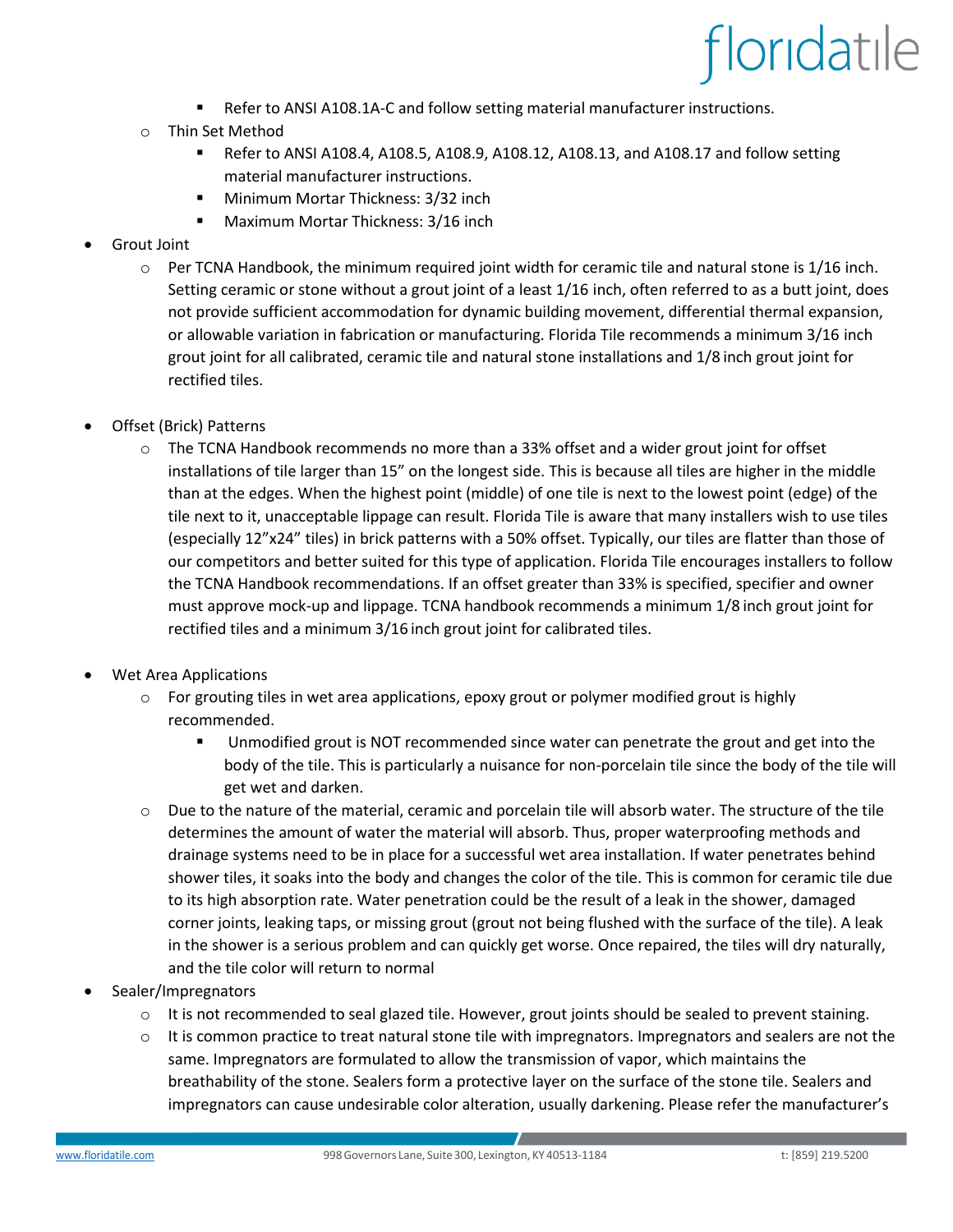- Refer to ANSI A108.1A-C and follow setting material manufacturer instructions.
    - Thin Set Method
        - Refer to ANSI A108.4, A108.5, A108.9, A108.12, A108.13, and A108.17 and follow setting material manufacturer instructions.
        - Minimum Mortar Thickness: 3/32 inch
        - Maximum Mortar Thickness: 3/16 inch

- Grout Joint
    - Per TCNA Handbook, the minimum required joint width for ceramic tile and natural stone is 1/16 inch. Setting ceramic or stone without a grout joint of a least 1/16 inch, often referred to as a butt joint, does not provide sufficient accommodation for dynamic building movement, differential thermal expansion, or allowable variation in fabrication or manufacturing. Florida Tile recommends a minimum 3/16 inch grout joint for all calibrated, ceramic tile and natural stone installations and 1/8 inch grout joint for rectified tiles.

- Offset (Brick) Patterns
    - The TCNA Handbook recommends no more than a 33% offset and a wider grout joint for offset installations of tile larger than 15" on the longest side. This is because all tiles are higher in the middle than at the edges. When the highest point (middle) of one tile is next to the lowest point (edge) of the tile next to it, unacceptable lippage can result. Florida Tile is aware that many installers wish to use tiles (especially 12"x24" tiles) in brick patterns with a 50% offset. Typically, our tiles are flatter than those of our competitors and better suited for this type of application. Florida Tile encourages installers to follow the TCNA Handbook recommendations. If an offset greater than 33% is specified, specifier and owner must approve mock-up and lippage. TCNA handbook recommends a minimum 1/8 inch grout joint for rectified tiles and a minimum 3/16 inch grout joint for calibrated tiles.

- Wet Area Applications
    - For grouting tiles in wet area applications, epoxy grout or polymer modified grout is highly recommended.
        - Unmodified grout is NOT recommended since water can penetrate the grout and get into the body of the tile. This is particularly a nuisance for non-porcelain tile since the body of the tile will get wet and darken.
    - Due to the nature of the material, ceramic and porcelain tile will absorb water. The structure of the tile determines the amount of water the material will absorb. Thus, proper waterproofing methods and drainage systems need to be in place for a successful wet area installation. If water penetrates behind shower tiles, it soaks into the body and changes the color of the tile. This is common for ceramic tile due to its high absorption rate. Water penetration could be the result of a leak in the shower, damaged corner joints, leaking taps, or missing grout (grout not being flushed with the surface of the tile). A leak in the shower is a serious problem and can quickly get worse. Once repaired, the tiles will dry naturally, and the tile color will return to normal
- Sealer/Impregnators
    - It is not recommended to seal glazed tile. However, grout joints should be sealed to prevent staining.
    - It is common practice to treat natural stone tile with impregnators. Impregnators and sealers are not the same. Impregnators are formulated to allow the transmission of vapor, which maintains the breathability of the stone. Sealers form a protective layer on the surface of the stone tile. Sealers and impregnators can cause undesirable color alteration, usually darkening. Please refer the manufacturer's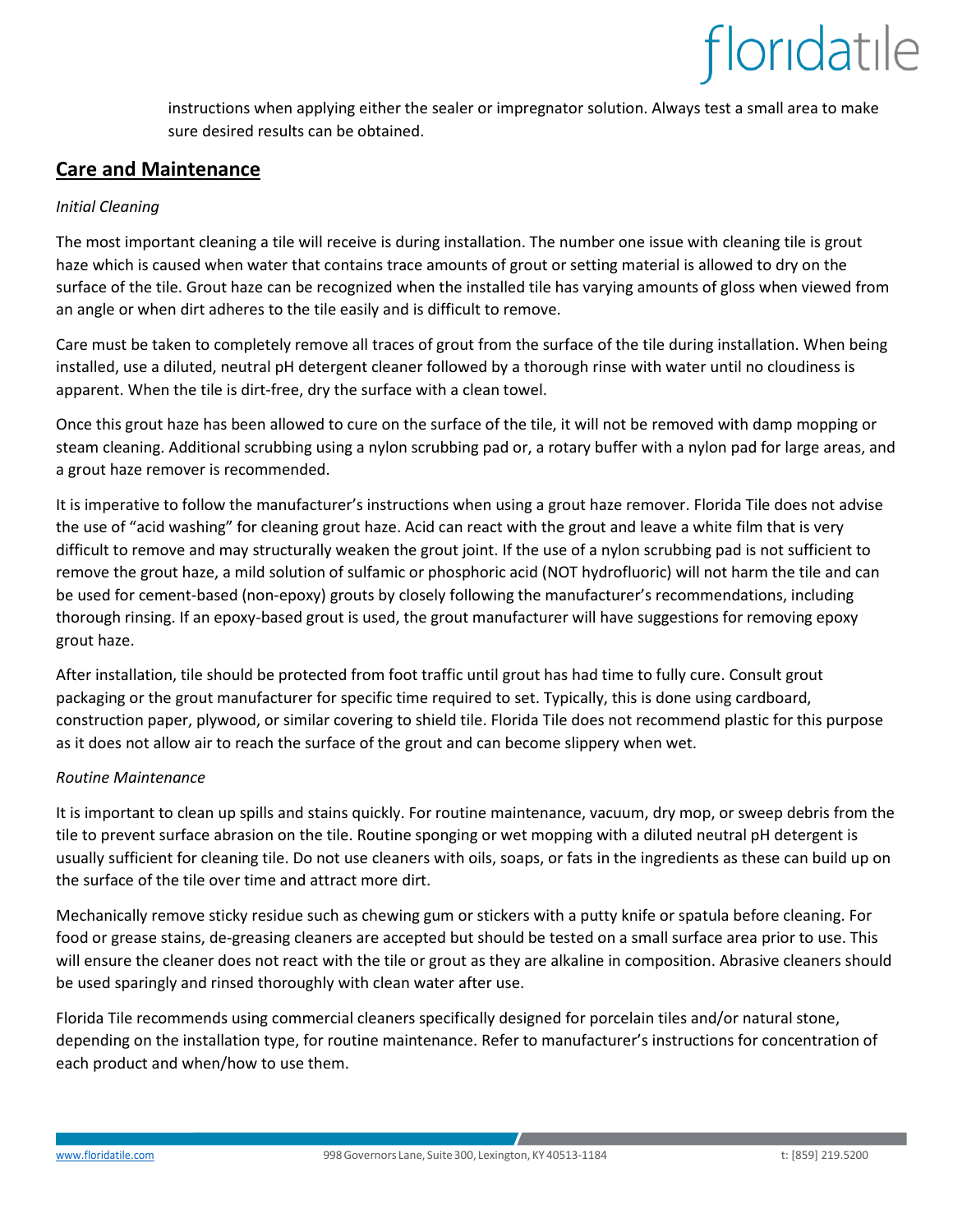instructions when applying either the sealer or impregnator solution. Always test a small area to make sure desired results can be obtained.

## Care and Maintenance

*Initial Cleaning*

The most important cleaning a tile will receive is during installation. The number one issue with cleaning tile is grout haze which is caused when water that contains trace amounts of grout or setting material is allowed to dry on the surface of the tile. Grout haze can be recognized when the installed tile has varying amounts of gloss when viewed from an angle or when dirt adheres to the tile easily and is difficult to remove.

Care must be taken to completely remove all traces of grout from the surface of the tile during installation. When being installed, use a diluted, neutral pH detergent cleaner followed by a thorough rinse with water until no cloudiness is apparent. When the tile is dirt-free, dry the surface with a clean towel.

Once this grout haze has been allowed to cure on the surface of the tile, it will not be removed with damp mopping or steam cleaning. Additional scrubbing using a nylon scrubbing pad or, a rotary buffer with a nylon pad for large areas, and a grout haze remover is recommended.

It is imperative to follow the manufacturer's instructions when using a grout haze remover. Florida Tile does not advise the use of "acid washing" for cleaning grout haze. Acid can react with the grout and leave a white film that is very difficult to remove and may structurally weaken the grout joint. If the use of a nylon scrubbing pad is not sufficient to remove the grout haze, a mild solution of sulfamic or phosphoric acid (NOT hydrofluoric) will not harm the tile and can be used for cement-based (non-epoxy) grouts by closely following the manufacturer's recommendations, including thorough rinsing. If an epoxy-based grout is used, the grout manufacturer will have suggestions for removing epoxy grout haze.

After installation, tile should be protected from foot traffic until grout has had time to fully cure. Consult grout packaging or the grout manufacturer for specific time required to set. Typically, this is done using cardboard, construction paper, plywood, or similar covering to shield tile. Florida Tile does not recommend plastic for this purpose as it does not allow air to reach the surface of the grout and can become slippery when wet.

*Routine Maintenance*

It is important to clean up spills and stains quickly. For routine maintenance, vacuum, dry mop, or sweep debris from the tile to prevent surface abrasion on the tile. Routine sponging or wet mopping with a diluted neutral pH detergent is usually sufficient for cleaning tile. Do not use cleaners with oils, soaps, or fats in the ingredients as these can build up on the surface of the tile over time and attract more dirt.

Mechanically remove sticky residue such as chewing gum or stickers with a putty knife or spatula before cleaning. For food or grease stains, de-greasing cleaners are accepted but should be tested on a small surface area prior to use. This will ensure the cleaner does not react with the tile or grout as they are alkaline in composition. Abrasive cleaners should be used sparingly and rinsed thoroughly with clean water after use.

Florida Tile recommends using commercial cleaners specifically designed for porcelain tiles and/or natural stone, depending on the installation type, for routine maintenance. Refer to manufacturer's instructions for concentration of each product and when/how to use them.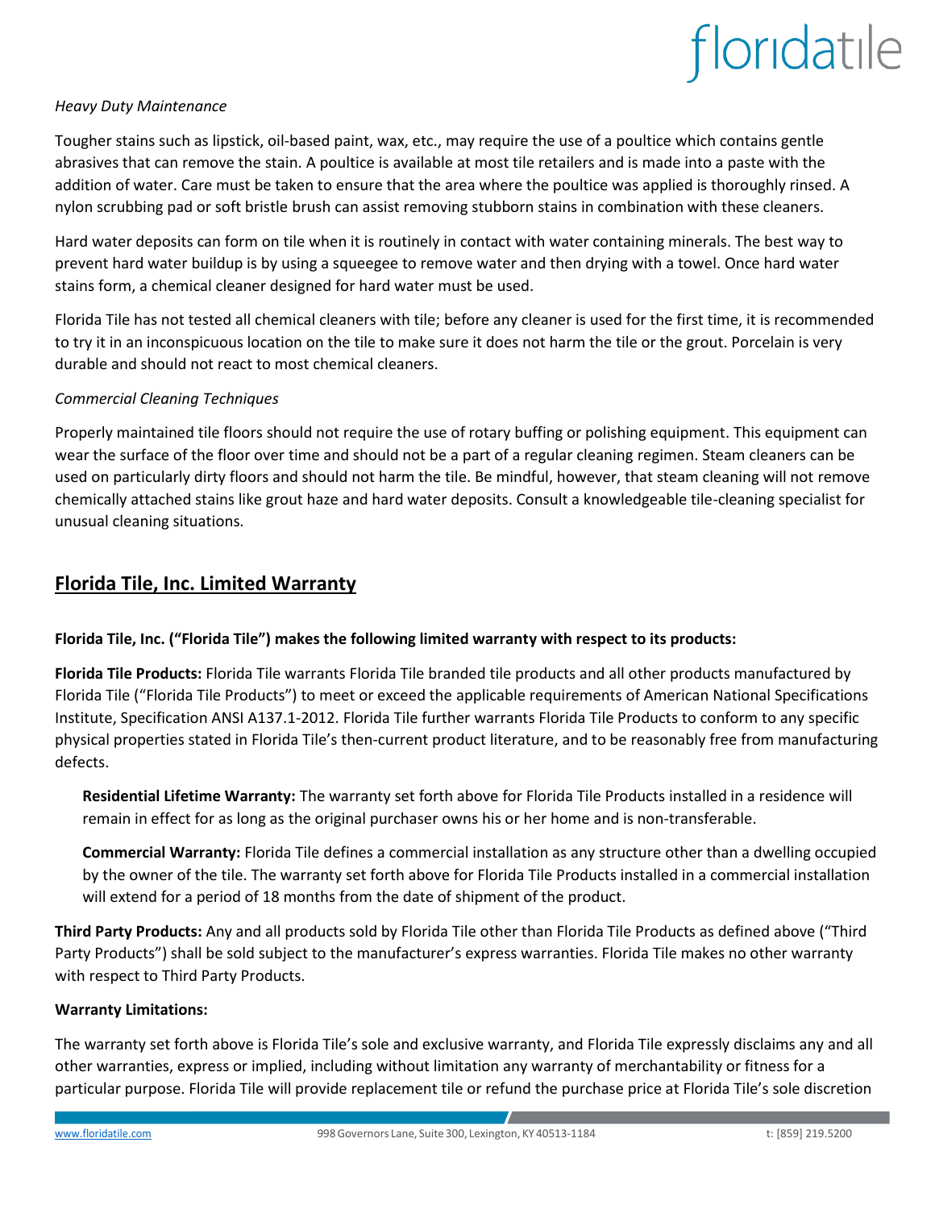*Heavy Duty Maintenance*

Tougher stains such as lipstick, oil-based paint, wax, etc., may require the use of a poultice which contains gentle abrasives that can remove the stain. A poultice is available at most tile retailers and is made into a paste with the addition of water. Care must be taken to ensure that the area where the poultice was applied is thoroughly rinsed. A nylon scrubbing pad or soft bristle brush can assist removing stubborn stains in combination with these cleaners.

Hard water deposits can form on tile when it is routinely in contact with water containing minerals. The best way to prevent hard water buildup is by using a squeegee to remove water and then drying with a towel. Once hard water stains form, a chemical cleaner designed for hard water must be used.

Florida Tile has not tested all chemical cleaners with tile; before any cleaner is used for the first time, it is recommended to try it in an inconspicuous location on the tile to make sure it does not harm the tile or the grout. Porcelain is very durable and should not react to most chemical cleaners.

*Commercial Cleaning Techniques*

Properly maintained tile floors should not require the use of rotary buffing or polishing equipment. This equipment can wear the surface of the floor over time and should not be a part of a regular cleaning regimen. Steam cleaners can be used on particularly dirty floors and should not harm the tile. Be mindful, however, that steam cleaning will not remove chemically attached stains like grout haze and hard water deposits. Consult a knowledgeable tile-cleaning specialist for unusual cleaning situations.

## Florida Tile, Inc. Limited Warranty

**Florida Tile, Inc. ("Florida Tile") makes the following limited warranty with respect to its products:**

**Florida Tile Products:** Florida Tile warrants Florida Tile branded tile products and all other products manufactured by Florida Tile ("Florida Tile Products") to meet or exceed the applicable requirements of American National Specifications Institute, Specification ANSI A137.1-2012. Florida Tile further warrants Florida Tile Products to conform to any specific physical properties stated in Florida Tile's then-current product literature, and to be reasonably free from manufacturing defects.

**Residential Lifetime Warranty:** The warranty set forth above for Florida Tile Products installed in a residence will remain in effect for as long as the original purchaser owns his or her home and is non-transferable.

**Commercial Warranty:** Florida Tile defines a commercial installation as any structure other than a dwelling occupied by the owner of the tile. The warranty set forth above for Florida Tile Products installed in a commercial installation will extend for a period of 18 months from the date of shipment of the product.

**Third Party Products:** Any and all products sold by Florida Tile other than Florida Tile Products as defined above ("Third Party Products") shall be sold subject to the manufacturer's express warranties. Florida Tile makes no other warranty with respect to Third Party Products.

**Warranty Limitations:**

The warranty set forth above is Florida Tile's sole and exclusive warranty, and Florida Tile expressly disclaims any and all other warranties, express or implied, including without limitation any warranty of merchantability or fitness for a particular purpose. Florida Tile will provide replacement tile or refund the purchase price at Florida Tile's sole discretion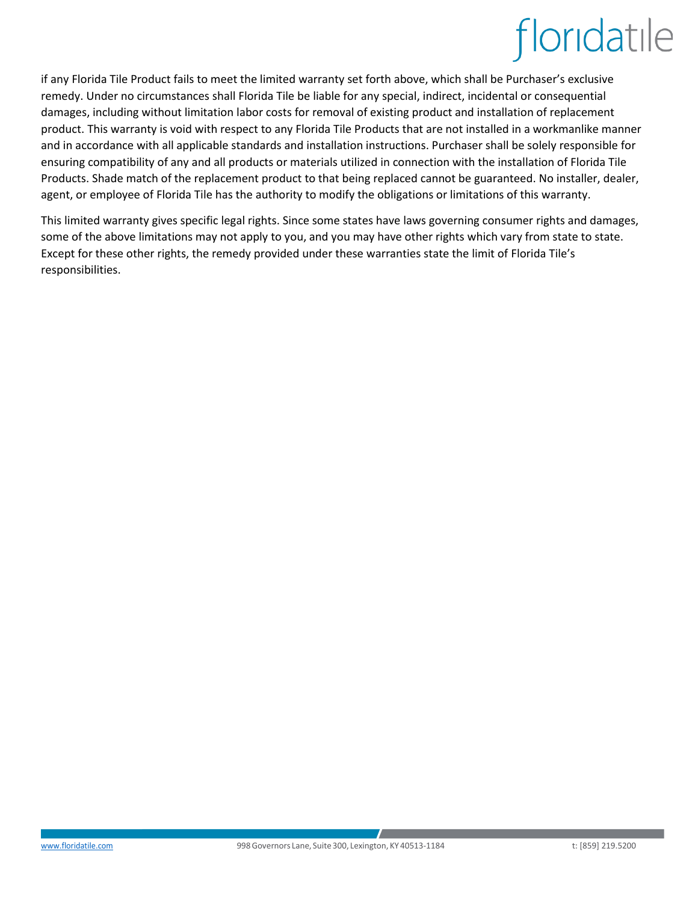if any Florida Tile Product fails to meet the limited warranty set forth above, which shall be Purchaser's exclusive remedy. Under no circumstances shall Florida Tile be liable for any special, indirect, incidental or consequential damages, including without limitation labor costs for removal of existing product and installation of replacement product. This warranty is void with respect to any Florida Tile Products that are not installed in a workmanlike manner and in accordance with all applicable standards and installation instructions. Purchaser shall be solely responsible for ensuring compatibility of any and all products or materials utilized in connection with the installation of Florida Tile Products. Shade match of the replacement product to that being replaced cannot be guaranteed. No installer, dealer, agent, or employee of Florida Tile has the authority to modify the obligations or limitations of this warranty.

This limited warranty gives specific legal rights. Since some states have laws governing consumer rights and damages, some of the above limitations may not apply to you, and you may have other rights which vary from state to state. Except for these other rights, the remedy provided under these warranties state the limit of Florida Tile's responsibilities.